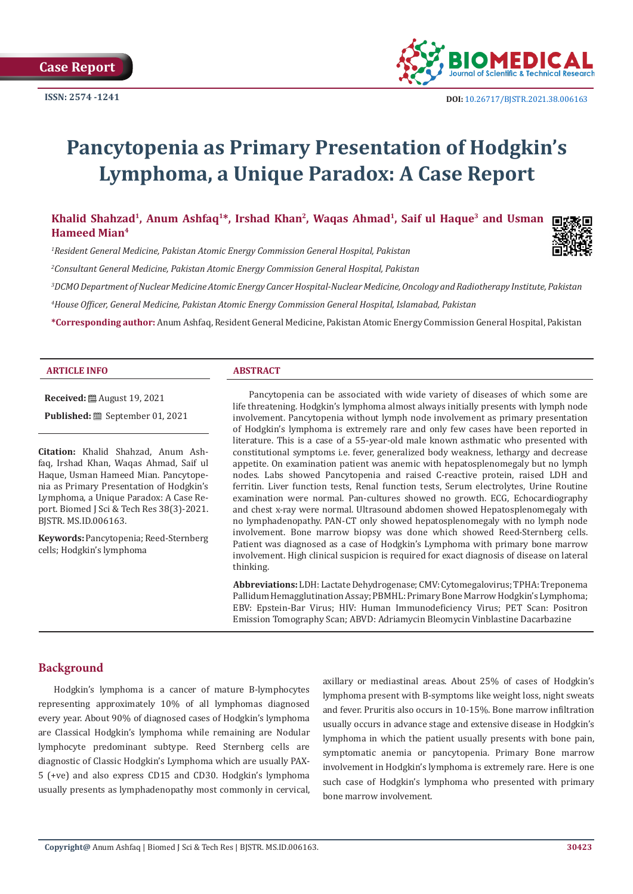Case Report

ISSN: 2574 -1241

DOI: 10.26717/BJSTR.2021.38.006163

# Pancytopenia as Primary Presentation of Hodgkin's Lymphoma, a Unique Paradox: A Case Report

**Khalid Shahzad[1], Anum Ashfaq[1]\*, Irshad Khan[2], Waqas Ahmad[1], Saif ul Haque[3] and Usman Hameed Mian[4]**

*[1]Resident General Medicine, Pakistan Atomic Energy Commission General Hospital, Pakistan*

*[2]Consultant General Medicine, Pakistan Atomic Energy Commission General Hospital, Pakistan*

*[3]DCMO Department of Nuclear Medicine Atomic Energy Cancer Hospital-Nuclear Medicine, Oncology and Radiotherapy Institute, Pakistan*

*[4]House Officer, General Medicine, Pakistan Atomic Energy Commission General Hospital, Islamabad, Pakistan*

**\*Corresponding author:** Anum Ashfaq, Resident General Medicine, Pakistan Atomic Energy Commission General Hospital, Pakistan

## ARTICLE INFO

**Received:** August 19, 2021

**Published:** September 01, 2021

**Citation:** Khalid Shahzad, Anum Ashfaq, Irshad Khan, Waqas Ahmad, Saif ul Haque, Usman Hameed Mian. Pancytopenia as Primary Presentation of Hodgkin's Lymphoma, a Unique Paradox: A Case Report. Biomed J Sci & Tech Res 38(3)-2021. BJSTR. MS.ID.006163.

**Keywords:** Pancytopenia; Reed-Sternberg cells; Hodgkin's lymphoma

## ABSTRACT

Pancytopenia can be associated with wide variety of diseases of which some are life threatening. Hodgkin's lymphoma almost always initially presents with lymph node involvement. Pancytopenia without lymph node involvement as primary presentation of Hodgkin's lymphoma is extremely rare and only few cases have been reported in literature. This is a case of a 55-year-old male known asthmatic who presented with constitutional symptoms i.e. fever, generalized body weakness, lethargy and decrease appetite. On examination patient was anemic with hepatosplenomegaly but no lymph nodes. Labs showed Pancytopenia and raised C-reactive protein, raised LDH and ferritin. Liver function tests, Renal function tests, Serum electrolytes, Urine Routine examination were normal. Pan-cultures showed no growth. ECG, Echocardiography and chest x-ray were normal. Ultrasound abdomen showed Hepatosplenomegaly with no lymphadenopathy. PAN-CT only showed hepatosplenomegaly with no lymph node involvement. Bone marrow biopsy was done which showed Reed-Sternberg cells. Patient was diagnosed as a case of Hodgkin's Lymphoma with primary bone marrow involvement. High clinical suspicion is required for exact diagnosis of disease on lateral thinking.

**Abbreviations:** LDH: Lactate Dehydrogenase; CMV: Cytomegalovirus; TPHA: Treponema Pallidum Hemagglutination Assay; PBMHL: Primary Bone Marrow Hodgkin's Lymphoma; EBV: Epstein-Bar Virus; HIV: Human Immunodeficiency Virus; PET Scan: Positron Emission Tomography Scan; ABVD: Adriamycin Bleomycin Vinblastine Dacarbazine

## Background

Hodgkin's lymphoma is a cancer of mature B-lymphocytes representing approximately 10% of all lymphomas diagnosed every year. About 90% of diagnosed cases of Hodgkin's lymphoma are Classical Hodgkin's lymphoma while remaining are Nodular lymphocyte predominant subtype. Reed Sternberg cells are diagnostic of Classic Hodgkin's Lymphoma which are usually PAX-5 (+ve) and also express CD15 and CD30. Hodgkin's lymphoma usually presents as lymphadenopathy most commonly in cervical, axillary or mediastinal areas. About 25% of cases of Hodgkin's lymphoma present with B-symptoms like weight loss, night sweats and fever. Pruritis also occurs in 10-15%. Bone marrow infiltration usually occurs in advance stage and extensive disease in Hodgkin's lymphoma in which the patient usually presents with bone pain, symptomatic anemia or pancytopenia. Primary Bone marrow involvement in Hodgkin's lymphoma is extremely rare. Here is one such case of Hodgkin's lymphoma who presented with primary bone marrow involvement.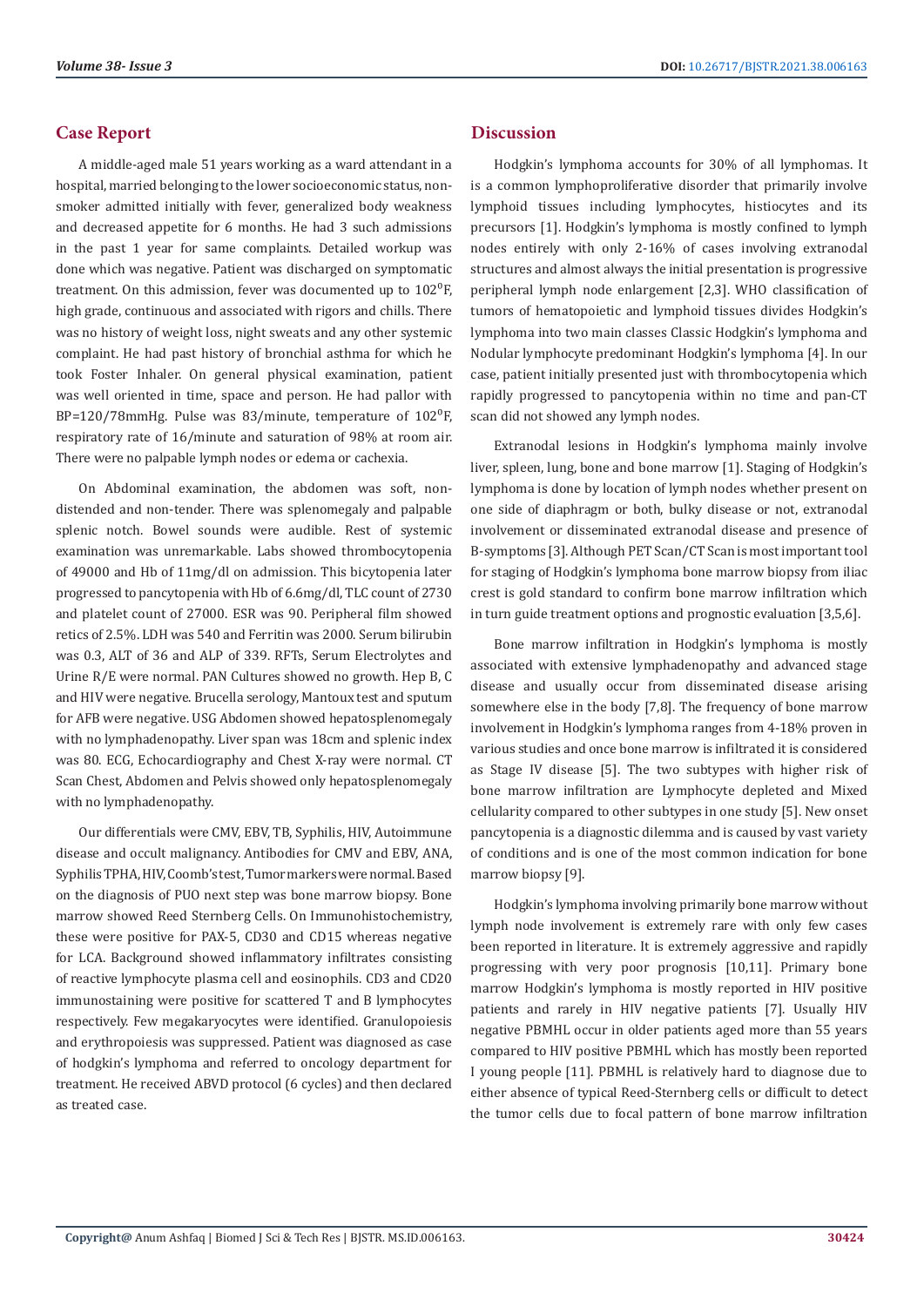## Case Report

A middle-aged male 51 years working as a ward attendant in a hospital, married belonging to the lower socioeconomic status, non-smoker admitted initially with fever, generalized body weakness and decreased appetite for 6 months. He had 3 such admissions in the past 1 year for same complaints. Detailed workup was done which was negative. Patient was discharged on symptomatic treatment. On this admission, fever was documented up to 102$^0$F, high grade, continuous and associated with rigors and chills. There was no history of weight loss, night sweats and any other systemic complaint. He had past history of bronchial asthma for which he took Foster Inhaler. On general physical examination, patient was well oriented in time, space and person. He had pallor with BP=120/78mmHg. Pulse was 83/minute, temperature of 102$^0$F, respiratory rate of 16/minute and saturation of 98% at room air. There were no palpable lymph nodes or edema or cachexia.

On Abdominal examination, the abdomen was soft, non-distended and non-tender. There was splenomegaly and palpable splenic notch. Bowel sounds were audible. Rest of systemic examination was unremarkable. Labs showed thrombocytopenia of 49000 and Hb of 11mg/dl on admission. This bicytopenia later progressed to pancytopenia with Hb of 6.6mg/dl, TLC count of 2730 and platelet count of 27000. ESR was 90. Peripheral film showed retics of 2.5%. LDH was 540 and Ferritin was 2000. Serum bilirubin was 0.3, ALT of 36 and ALP of 339. RFTs, Serum Electrolytes and Urine R/E were normal. PAN Cultures showed no growth. Hep B, C and HIV were negative. Brucella serology, Mantoux test and sputum for AFB were negative. USG Abdomen showed hepatosplenomegaly with no lymphadenopathy. Liver span was 18cm and splenic index was 80. ECG, Echocardiography and Chest X-ray were normal. CT Scan Chest, Abdomen and Pelvis showed only hepatosplenomegaly with no lymphadenopathy.

Our differentials were CMV, EBV, TB, Syphilis, HIV, Autoimmune disease and occult malignancy. Antibodies for CMV and EBV, ANA, Syphilis TPHA, HIV, Coomb's test, Tumor markers were normal. Based on the diagnosis of PUO next step was bone marrow biopsy. Bone marrow showed Reed Sternberg Cells. On Immunohistochemistry, these were positive for PAX-5, CD30 and CD15 whereas negative for LCA. Background showed inflammatory infiltrates consisting of reactive lymphocyte plasma cell and eosinophils. CD3 and CD20 immunostaining were positive for scattered T and B lymphocytes respectively. Few megakaryocytes were identified. Granulopoiesis and erythropoiesis was suppressed. Patient was diagnosed as case of hodgkin's lymphoma and referred to oncology department for treatment. He received ABVD protocol (6 cycles) and then declared as treated case.

## Discussion

Hodgkin's lymphoma accounts for 30% of all lymphomas. It is a common lymphoproliferative disorder that primarily involve lymphoid tissues including lymphocytes, histiocytes and its precursors [1]. Hodgkin's lymphoma is mostly confined to lymph nodes entirely with only 2-16% of cases involving extranodal structures and almost always the initial presentation is progressive peripheral lymph node enlargement [2,3]. WHO classification of tumors of hematopoietic and lymphoid tissues divides Hodgkin's lymphoma into two main classes Classic Hodgkin's lymphoma and Nodular lymphocyte predominant Hodgkin's lymphoma [4]. In our case, patient initially presented just with thrombocytopenia which rapidly progressed to pancytopenia within no time and pan-CT scan did not showed any lymph nodes.

Extranodal lesions in Hodgkin's lymphoma mainly involve liver, spleen, lung, bone and bone marrow [1]. Staging of Hodgkin's lymphoma is done by location of lymph nodes whether present on one side of diaphragm or both, bulky disease or not, extranodal involvement or disseminated extranodal disease and presence of B-symptoms [3]. Although PET Scan/CT Scan is most important tool for staging of Hodgkin's lymphoma bone marrow biopsy from iliac crest is gold standard to confirm bone marrow infiltration which in turn guide treatment options and prognostic evaluation [3,5,6].

Bone marrow infiltration in Hodgkin's lymphoma is mostly associated with extensive lymphadenopathy and advanced stage disease and usually occur from disseminated disease arising somewhere else in the body [7,8]. The frequency of bone marrow involvement in Hodgkin's lymphoma ranges from 4-18% proven in various studies and once bone marrow is infiltrated it is considered as Stage IV disease [5]. The two subtypes with higher risk of bone marrow infiltration are Lymphocyte depleted and Mixed cellularity compared to other subtypes in one study [5]. New onset pancytopenia is a diagnostic dilemma and is caused by vast variety of conditions and is one of the most common indication for bone marrow biopsy [9].

Hodgkin's lymphoma involving primarily bone marrow without lymph node involvement is extremely rare with only few cases been reported in literature. It is extremely aggressive and rapidly progressing with very poor prognosis [10,11]. Primary bone marrow Hodgkin's lymphoma is mostly reported in HIV positive patients and rarely in HIV negative patients [7]. Usually HIV negative PBMHL occur in older patients aged more than 55 years compared to HIV positive PBMHL which has mostly been reported I young people [11]. PBMHL is relatively hard to diagnose due to either absence of typical Reed-Sternberg cells or difficult to detect the tumor cells due to focal pattern of bone marrow infiltration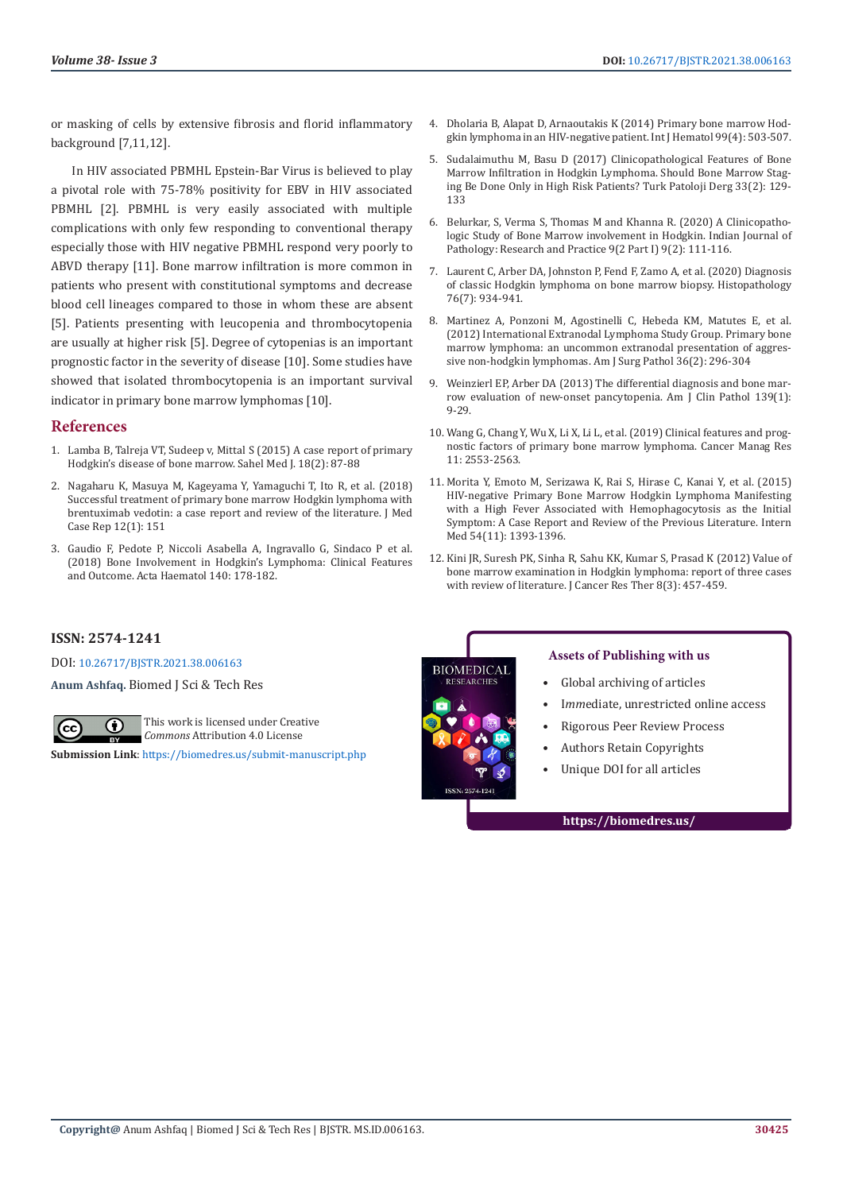or masking of cells by extensive fibrosis and florid inflammatory background [7,11,12].

In HIV associated PBMHL Epstein-Barr Virus is believed to play a pivotal role with 75-78% positivity for EBV in HIV associated PBMHL [2]. PBMHL is very easily associated with multiple complications with only few responding to conventional therapy especially those with HIV negative PBMHL respond very poorly to ABVD therapy [11]. Bone marrow infiltration is more common in patients who present with constitutional symptoms and decrease blood cell lineages compared to those in whom these are absent [5]. Patients presenting with leucopenia and thrombocytopenia are usually at higher risk [5]. Degree of cytopenias is an important prognostic factor in the severity of disease [10]. Some studies have showed that isolated thrombocytopenia is an important survival indicator in primary bone marrow lymphomas [10].

## References

1. Lamba B, Talreja VT, Sudeep v, Mittal S (2015) A case report of primary Hodgkin's disease of bone marrow. Sahel Med J. 18(2): 87-88
2. Nagaharu K, Masuya M, Kageyama Y, Yamaguchi T, Ito R, et al. (2018) Successful treatment of primary bone marrow Hodgkin lymphoma with brentuximab vedotin: a case report and review of the literature. J Med Case Rep 12(1): 151
3. Gaudio F, Pedote P, Niccoli Asabella A, Ingravallo G, Sindaco P et al. (2018) Bone Involvement in Hodgkin's Lymphoma: Clinical Features and Outcome. Acta Haematol 140: 178-182.
4. Dholaria B, Alapat D, Arnaoutakis K (2014) Primary bone marrow Hodgkin lymphoma in an HIV-negative patient. Int J Hematol 99(4): 503-507.
5. Sudalaimuthu M, Basu D (2017) Clinicopathological Features of Bone Marrow Infiltration in Hodgkin Lymphoma. Should Bone Marrow Staging Be Done Only in High Risk Patients? Turk Patoloji Derg 33(2): 129-133
6. Belurkar, S, Verma S, Thomas M and Khanna R. (2020) A Clinicopathologic Study of Bone Marrow involvement in Hodgkin. Indian Journal of Pathology: Research and Practice 9(2 Part I) 9(2): 111-116.
7. Laurent C, Arber DA, Johnston P, Fend F, Zamo A, et al. (2020) Diagnosis of classic Hodgkin lymphoma on bone marrow biopsy. Histopathology 76(7): 934-941.
8. Martinez A, Ponzoni M, Agostinelli C, Hebeda KM, Matutes E, et al. (2012) International Extranodal Lymphoma Study Group. Primary bone marrow lymphoma: an uncommon extranodal presentation of aggressive non-hodgkin lymphomas. Am J Surg Pathol 36(2): 296-304
9. Weinzierl EP, Arber DA (2013) The differential diagnosis and bone marrow evaluation of new-onset pancytopenia. Am J Clin Pathol 139(1): 9-29.
10. Wang G, Chang Y, Wu X, Li X, Li L, et al. (2019) Clinical features and prognostic factors of primary bone marrow lymphoma. Cancer Manag Res 11: 2553-2563.
11. Morita Y, Emoto M, Serizawa K, Rai S, Hirase C, Kanai Y, et al. (2015) HIV-negative Primary Bone Marrow Hodgkin Lymphoma Manifesting with a High Fever Associated with Hemophagocytosis as the Initial Symptom: A Case Report and Review of the Previous Literature. Intern Med 54(11): 1393-1396.
12. Kini JR, Suresh PK, Sinha R, Sahu KK, Kumar S, Prasad K (2012) Value of bone marrow examination in Hodgkin lymphoma: report of three cases with review of literature. J Cancer Res Ther 8(3): 457-459.

**ISSN: 2574-1241**

DOI: 10.26717/BJSTR.2021.38.006163

**Anum Ashfaq**. Biomed J Sci & Tech Res

This work is licensed under Creative *Commons* Attribution 4.0 License

**Submission Link**: https://biomedres.us/submit-manuscript.php

### Assets of Publishing with us

- Global archiving of articles
- Immediate, unrestricted online access
- Rigorous Peer Review Process
- Authors Retain Copyrights
- Unique DOI for all articles

**https://biomedres.us/**